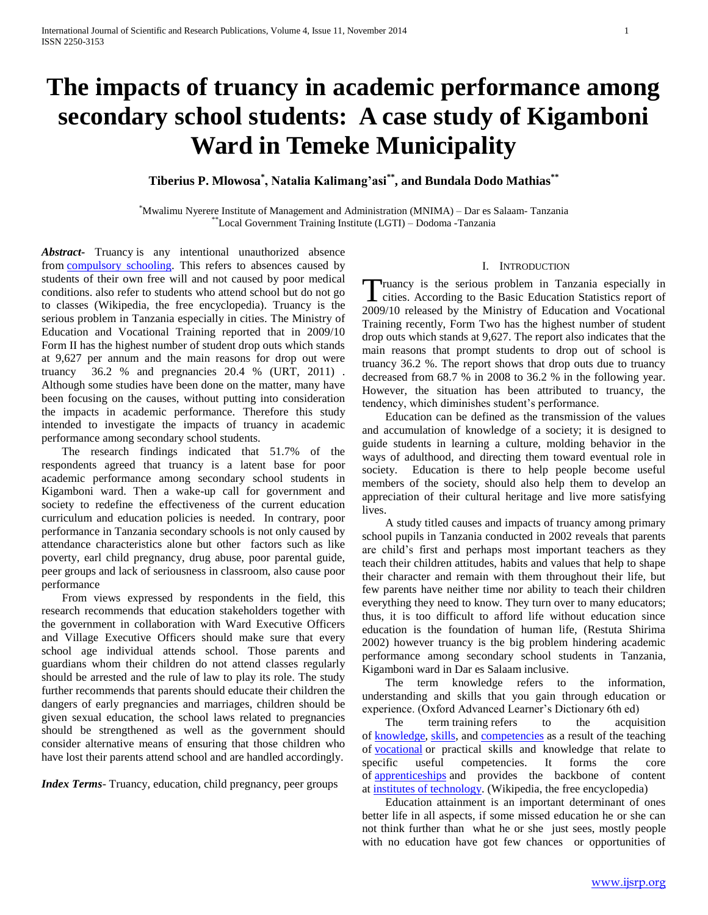# The impacts of truancy in academic performance among secondary school students: A case study of Kigamboni Ward in Temeke Municipality

**Tiberius P. Mlowosa[*], Natalia Kalimang'asi[**], and Bundala Dodo Mathias[**]**

[*]Mwalimu Nyerere Institute of Management and Administration (MNIMA) – Dar es Salaam- Tanzania
[**]Local Government Training Institute (LGTI) – Dodoma -Tanzania

***Abstract***- Truancy is any intentional unauthorized absence from compulsory schooling. This refers to absences caused by students of their own free will and not caused by poor medical conditions. also refer to students who attend school but do not go to classes (Wikipedia, the free encyclopedia). Truancy is the serious problem in Tanzania especially in cities. The Ministry of Education and Vocational Training reported that in 2009/10 Form II has the highest number of student drop outs which stands at 9,627 per annum and the main reasons for drop out were truancy 36.2 % and pregnancies 20.4 % (URT, 2011) . Although some studies have been done on the matter, many have been focusing on the causes, without putting into consideration the impacts in academic performance. Therefore this study intended to investigate the impacts of truancy in academic performance among secondary school students.

The research findings indicated that 51.7% of the respondents agreed that truancy is a latent base for poor academic performance among secondary school students in Kigamboni ward. Then a wake-up call for government and society to redefine the effectiveness of the current education curriculum and education policies is needed. In contrary, poor performance in Tanzania secondary schools is not only caused by attendance characteristics alone but other factors such as like poverty, earl child pregnancy, drug abuse, poor parental guide, peer groups and lack of seriousness in classroom, also cause poor performance

From views expressed by respondents in the field, this research recommends that education stakeholders together with the government in collaboration with Ward Executive Officers and Village Executive Officers should make sure that every school age individual attends school. Those parents and guardians whom their children do not attend classes regularly should be arrested and the rule of law to play its role. The study further recommends that parents should educate their children the dangers of early pregnancies and marriages, children should be given sexual education, the school laws related to pregnancies should be strengthened as well as the government should consider alternative means of ensuring that those children who have lost their parents attend school and are handled accordingly.

***Index Terms***- Truancy, education, child pregnancy, peer groups

## I. Introduction

Truancy is the serious problem in Tanzania especially in cities. According to the Basic Education Statistics report of 2009/10 released by the Ministry of Education and Vocational Training recently, Form Two has the highest number of student drop outs which stands at 9,627. The report also indicates that the main reasons that prompt students to drop out of school is truancy 36.2 %. The report shows that drop outs due to truancy decreased from 68.7 % in 2008 to 36.2 % in the following year. However, the situation has been attributed to truancy, the tendency, which diminishes student's performance.

Education can be defined as the transmission of the values and accumulation of knowledge of a society; it is designed to guide students in learning a culture, molding behavior in the ways of adulthood, and directing them toward eventual role in society. Education is there to help people become useful members of the society, should also help them to develop an appreciation of their cultural heritage and live more satisfying lives.

A study titled causes and impacts of truancy among primary school pupils in Tanzania conducted in 2002 reveals that parents are child's first and perhaps most important teachers as they teach their children attitudes, habits and values that help to shape their character and remain with them throughout their life, but few parents have neither time nor ability to teach their children everything they need to know. They turn over to many educators; thus, it is too difficult to afford life without education since education is the foundation of human life, (Restuta Shirima 2002) however truancy is the big problem hindering academic performance among secondary school students in Tanzania, Kigamboni ward in Dar es Salaam inclusive.

The term knowledge refers to the information, understanding and skills that you gain through education or experience. (Oxford Advanced Learner's Dictionary 6th ed)

The term training refers to the acquisition of knowledge, skills, and competencies as a result of the teaching of vocational or practical skills and knowledge that relate to specific useful competencies. It forms the core of apprenticeships and provides the backbone of content at institutes of technology. (Wikipedia, the free encyclopedia)

Education attainment is an important determinant of ones better life in all aspects, if some missed education he or she can not think further than what he or she just sees, mostly people with no education have got few chances or opportunities of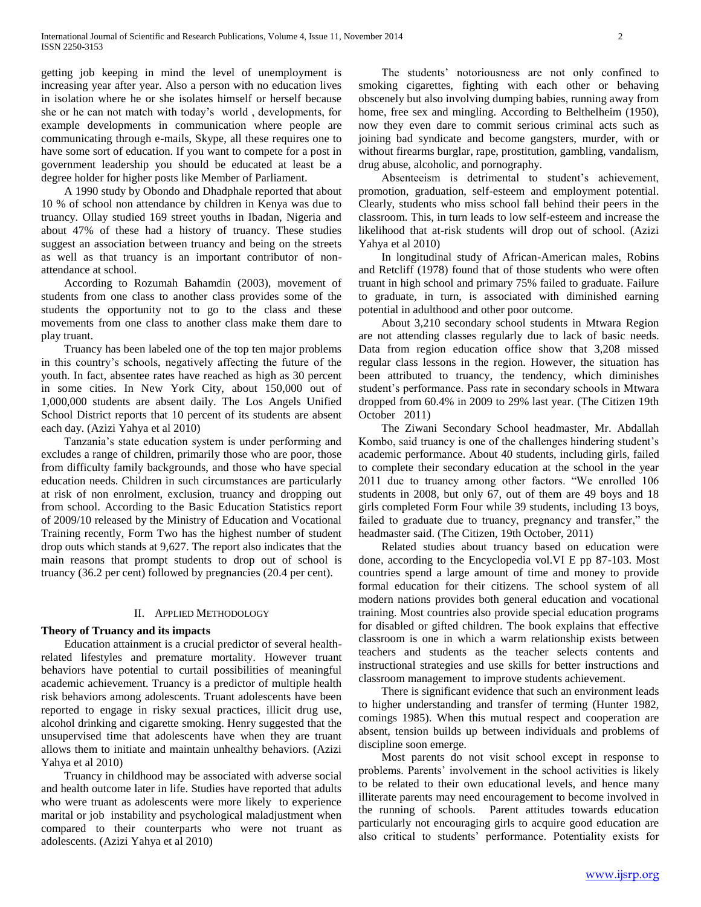getting job keeping in mind the level of unemployment is increasing year after year. Also a person with no education lives in isolation where he or she isolates himself or herself because she or he can not match with today's world , developments, for example developments in communication where people are communicating through e-mails, Skype, all these requires one to have some sort of education. If you want to compete for a post in government leadership you should be educated at least be a degree holder for higher posts like Member of Parliament.

A 1990 study by Obondo and Dhadphale reported that about 10 % of school non attendance by children in Kenya was due to truancy. Ollay studied 169 street youths in Ibadan, Nigeria and about 47% of these had a history of truancy. These studies suggest an association between truancy and being on the streets as well as that truancy is an important contributor of non-attendance at school.

According to Rozumah Bahamdin (2003), movement of students from one class to another class provides some of the students the opportunity not to go to the class and these movements from one class to another class make them dare to play truant.

Truancy has been labeled one of the top ten major problems in this country's schools, negatively affecting the future of the youth. In fact, absentee rates have reached as high as 30 percent in some cities. In New York City, about 150,000 out of 1,000,000 students are absent daily. The Los Angels Unified School District reports that 10 percent of its students are absent each day. (Azizi Yahya et al 2010)

Tanzania's state education system is under performing and excludes a range of children, primarily those who are poor, those from difficulty family backgrounds, and those who have special education needs. Children in such circumstances are particularly at risk of non enrolment, exclusion, truancy and dropping out from school. According to the Basic Education Statistics report of 2009/10 released by the Ministry of Education and Vocational Training recently, Form Two has the highest number of student drop outs which stands at 9,627. The report also indicates that the main reasons that prompt students to drop out of school is truancy (36.2 per cent) followed by pregnancies (20.4 per cent).

## II. Applied Methodology

### Theory of Truancy and its impacts

Education attainment is a crucial predictor of several health-related lifestyles and premature mortality. However truant behaviors have potential to curtail possibilities of meaningful academic achievement. Truancy is a predictor of multiple health risk behaviors among adolescents. Truant adolescents have been reported to engage in risky sexual practices, illicit drug use, alcohol drinking and cigarette smoking. Henry suggested that the unsupervised time that adolescents have when they are truant allows them to initiate and maintain unhealthy behaviors. (Azizi Yahya et al 2010)

Truancy in childhood may be associated with adverse social and health outcome later in life. Studies have reported that adults who were truant as adolescents were more likely to experience marital or job instability and psychological maladjustment when compared to their counterparts who were not truant as adolescents. (Azizi Yahya et al 2010)

The students' notoriousness are not only confined to smoking cigarettes, fighting with each other or behaving obscenely but also involving dumping babies, running away from home, free sex and mingling. According to Belthelheim (1950), now they even dare to commit serious criminal acts such as joining bad syndicate and become gangsters, murder, with or without firearms burglar, rape, prostitution, gambling, vandalism, drug abuse, alcoholic, and pornography.

Absenteeism is detrimental to student's achievement, promotion, graduation, self-esteem and employment potential. Clearly, students who miss school fall behind their peers in the classroom. This, in turn leads to low self-esteem and increase the likelihood that at-risk students will drop out of school. (Azizi Yahya et al 2010)

In longitudinal study of African-American males, Robins and Retcliff (1978) found that of those students who were often truant in high school and primary 75% failed to graduate. Failure to graduate, in turn, is associated with diminished earning potential in adulthood and other poor outcome.

About 3,210 secondary school students in Mtwara Region are not attending classes regularly due to lack of basic needs. Data from region education office show that 3,208 missed regular class lessons in the region. However, the situation has been attributed to truancy, the tendency, which diminishes student's performance. Pass rate in secondary schools in Mtwara dropped from 60.4% in 2009 to 29% last year. (The Citizen 19th October 2011)

The Ziwani Secondary School headmaster, Mr. Abdallah Kombo, said truancy is one of the challenges hindering student's academic performance. About 40 students, including girls, failed to complete their secondary education at the school in the year 2011 due to truancy among other factors. "We enrolled 106 students in 2008, but only 67, out of them are 49 boys and 18 girls completed Form Four while 39 students, including 13 boys, failed to graduate due to truancy, pregnancy and transfer," the headmaster said. (The Citizen, 19th October, 2011)

Related studies about truancy based on education were done, according to the Encyclopedia vol.VI E pp 87-103. Most countries spend a large amount of time and money to provide formal education for their citizens. The school system of all modern nations provides both general education and vocational training. Most countries also provide special education programs for disabled or gifted children. The book explains that effective classroom is one in which a warm relationship exists between teachers and students as the teacher selects contents and instructional strategies and use skills for better instructions and classroom management to improve students achievement.

There is significant evidence that such an environment leads to higher understanding and transfer of terming (Hunter 1982, comings 1985). When this mutual respect and cooperation are absent, tension builds up between individuals and problems of discipline soon emerge.

Most parents do not visit school except in response to problems. Parents' involvement in the school activities is likely to be related to their own educational levels, and hence many illiterate parents may need encouragement to become involved in the running of schools. Parent attitudes towards education particularly not encouraging girls to acquire good education are also critical to students' performance. Potentiality exists for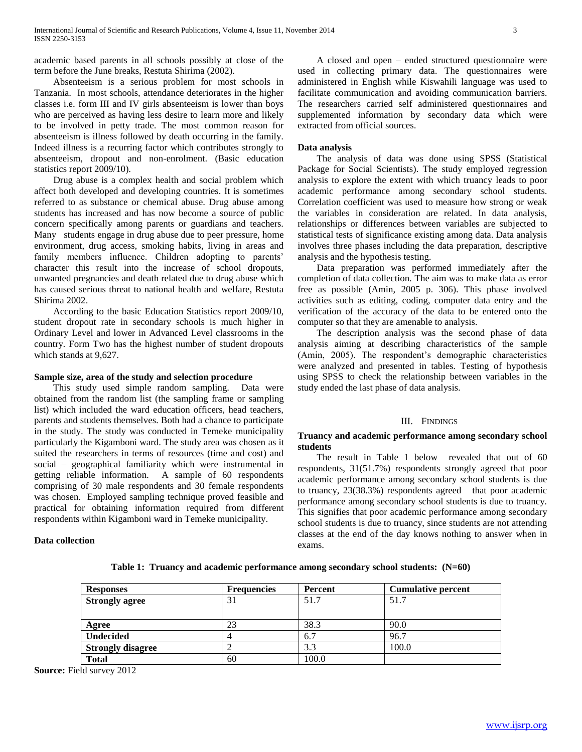academic based parents in all schools possibly at close of the term before the June breaks, Restuta Shirima (2002).

Absenteeism is a serious problem for most schools in Tanzania. In most schools, attendance deteriorates in the higher classes i.e. form III and IV girls absenteeism is lower than boys who are perceived as having less desire to learn more and likely to be involved in petty trade. The most common reason for absenteeism is illness followed by death occurring in the family. Indeed illness is a recurring factor which contributes strongly to absenteeism, dropout and non-enrolment. (Basic education statistics report 2009/10).

Drug abuse is a complex health and social problem which affect both developed and developing countries. It is sometimes referred to as substance or chemical abuse. Drug abuse among students has increased and has now become a source of public concern specifically among parents or guardians and teachers. Many students engage in drug abuse due to peer pressure, home environment, drug access, smoking habits, living in areas and family members influence. Children adopting to parents' character this result into the increase of school dropouts, unwanted pregnancies and death related due to drug abuse which has caused serious threat to national health and welfare, Restuta Shirima 2002.

According to the basic Education Statistics report 2009/10, student dropout rate in secondary schools is much higher in Ordinary Level and lower in Advanced Level classrooms in the country. Form Two has the highest number of student dropouts which stands at 9,627.

**Sample size, area of the study and selection procedure**

This study used simple random sampling. Data were obtained from the random list (the sampling frame or sampling list) which included the ward education officers, head teachers, parents and students themselves. Both had a chance to participate in the study. The study was conducted in Temeke municipality particularly the Kigamboni ward. The study area was chosen as it suited the researchers in terms of resources (time and cost) and social – geographical familiarity which were instrumental in getting reliable information. A sample of 60 respondents comprising of 30 male respondents and 30 female respondents was chosen. Employed sampling technique proved feasible and practical for obtaining information required from different respondents within Kigamboni ward in Temeke municipality.

**Data collection**

A closed and open – ended structured questionnaire were used in collecting primary data. The questionnaires were administered in English while Kiswahili language was used to facilitate communication and avoiding communication barriers. The researchers carried self administered questionnaires and supplemented information by secondary data which were extracted from official sources.

**Data analysis**

The analysis of data was done using SPSS (Statistical Package for Social Scientists). The study employed regression analysis to explore the extent with which truancy leads to poor academic performance among secondary school students. Correlation coefficient was used to measure how strong or weak the variables in consideration are related. In data analysis, relationships or differences between variables are subjected to statistical tests of significance existing among data. Data analysis involves three phases including the data preparation, descriptive analysis and the hypothesis testing.

Data preparation was performed immediately after the completion of data collection. The aim was to make data as error free as possible (Amin, 2005 p. 306). This phase involved activities such as editing, coding, computer data entry and the verification of the accuracy of the data to be entered onto the computer so that they are amenable to analysis.

The description analysis was the second phase of data analysis aiming at describing characteristics of the sample (Amin, 2005). The respondent's demographic characteristics were analyzed and presented in tables. Testing of hypothesis using SPSS to check the relationship between variables in the study ended the last phase of data analysis.

## III. Findings

**Truancy and academic performance among secondary school students**

The result in Table 1 below revealed that out of 60 respondents, 31(51.7%) respondents strongly agreed that poor academic performance among secondary school students is due to truancy, 23(38.3%) respondents agreed that poor academic performance among secondary school students is due to truancy. This signifies that poor academic performance among secondary school students is due to truancy, since students are not attending classes at the end of the day knows nothing to answer when in exams.

**Table 1: Truancy and academic performance among secondary school students: (N=60)**

| Responses | Frequencies | Percent | Cumulative percent |
|---|---|---|---|
| **Strongly agree** | 31 | 51.7 | 51.7 |
| **Agree** | 23 | 38.3 | 90.0 |
| **Undecided** | 4 | 6.7 | 96.7 |
| **Strongly disagree** | 2 | 3.3 | 100.0 |
| **Total** | 60 | 100.0 | |

**Source:** Field survey 2012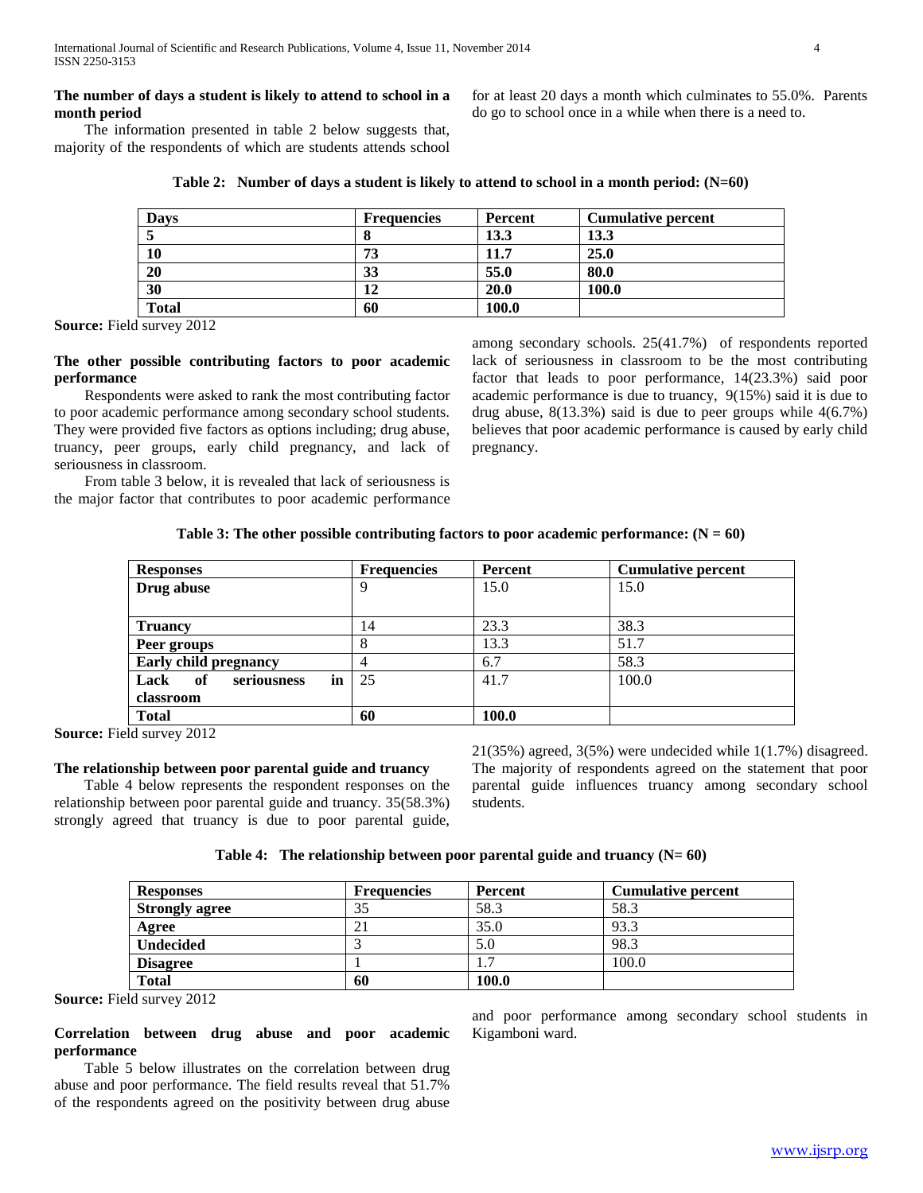**The number of days a student is likely to attend to school in a month period**

The information presented in table 2 below suggests that, majority of the respondents of which are students attends school for at least 20 days a month which culminates to 55.0%. Parents do go to school once in a while when there is a need to.

**Table 2: Number of days a student is likely to attend to school in a month period: (N=60)**

| Days | Frequencies | Percent | Cumulative percent |
|---|---|---|---|
| **5** | **8** | **13.3** | **13.3** |
| **10** | **73** | **11.7** | **25.0** |
| **20** | **33** | **55.0** | **80.0** |
| **30** | **12** | **20.0** | **100.0** |
| **Total** | **60** | **100.0** | |

**Source:** Field survey 2012

**The other possible contributing factors to poor academic performance**

Respondents were asked to rank the most contributing factor to poor academic performance among secondary school students. They were provided five factors as options including; drug abuse, truancy, peer groups, early child pregnancy, and lack of seriousness in classroom.

From table 3 below, it is revealed that lack of seriousness is the major factor that contributes to poor academic performance among secondary schools. 25(41.7%) of respondents reported lack of seriousness in classroom to be the most contributing factor that leads to poor performance, 14(23.3%) said poor academic performance is due to truancy, 9(15%) said it is due to drug abuse, 8(13.3%) said is due to peer groups while 4(6.7%) believes that poor academic performance is caused by early child pregnancy.

**Table 3: The other possible contributing factors to poor academic performance: (N = 60)**

| Responses | Frequencies | Percent | Cumulative percent |
|---|---|---|---|
| **Drug abuse** | 9 | 15.0 | 15.0 |
| **Truancy** | 14 | 23.3 | 38.3 |
| **Peer groups** | 8 | 13.3 | 51.7 |
| **Early child pregnancy** | 4 | 6.7 | 58.3 |
| **Lack of seriousness in classroom** | 25 | 41.7 | 100.0 |
| **Total** | **60** | **100.0** | |

**Source:** Field survey 2012

**The relationship between poor parental guide and truancy**

Table 4 below represents the respondent responses on the relationship between poor parental guide and truancy. 35(58.3%) strongly agreed that truancy is due to poor parental guide, 21(35%) agreed, 3(5%) were undecided while 1(1.7%) disagreed. The majority of respondents agreed on the statement that poor parental guide influences truancy among secondary school students.

**Table 4: The relationship between poor parental guide and truancy (N= 60)**

| Responses | Frequencies | Percent | Cumulative percent |
|---|---|---|---|
| **Strongly agree** | 35 | 58.3 | 58.3 |
| **Agree** | 21 | 35.0 | 93.3 |
| **Undecided** | 3 | 5.0 | 98.3 |
| **Disagree** | 1 | 1.7 | 100.0 |
| **Total** | **60** | **100.0** | |

**Source:** Field survey 2012

**Correlation between drug abuse and poor academic performance**

Table 5 below illustrates on the correlation between drug abuse and poor performance. The field results reveal that 51.7% of the respondents agreed on the positivity between drug abuse and poor performance among secondary school students in Kigamboni ward.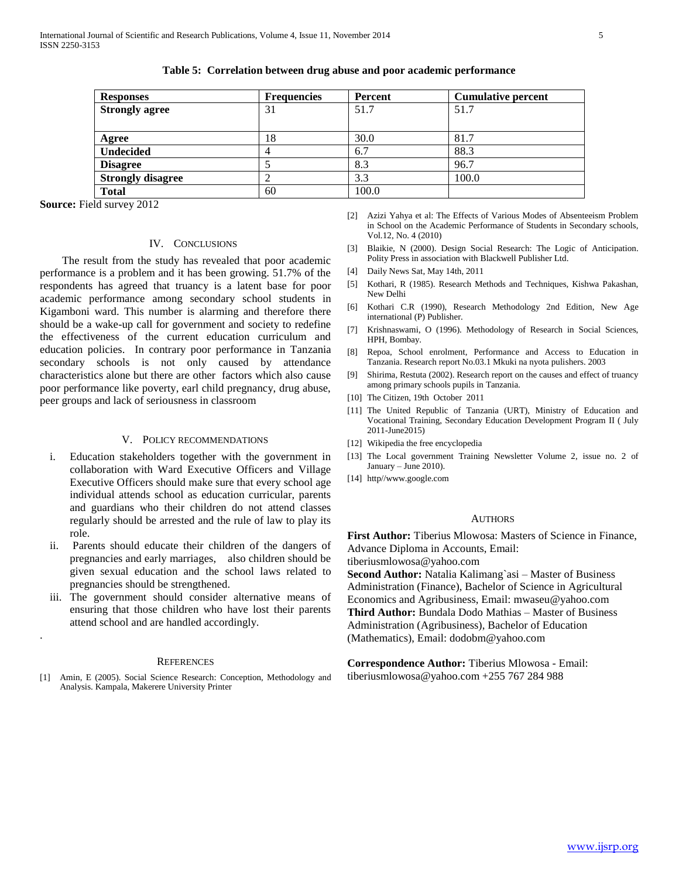**Table 5: Correlation between drug abuse and poor academic performance**

| Responses | Frequencies | Percent | Cumulative percent |
|---|---|---|---|
| **Strongly agree** | 31 | 51.7 | 51.7 |
| **Agree** | 18 | 30.0 | 81.7 |
| **Undecided** | 4 | 6.7 | 88.3 |
| **Disagree** | 5 | 8.3 | 96.7 |
| **Strongly disagree** | 2 | 3.3 | 100.0 |
| **Total** | 60 | 100.0 | |

**Source:** Field survey 2012

## IV. Conclusions

The result from the study has revealed that poor academic performance is a problem and it has been growing. 51.7% of the respondents has agreed that truancy is a latent base for poor academic performance among secondary school students in Kigamboni ward. This number is alarming and therefore there should be a wake-up call for government and society to redefine the effectiveness of the current education curriculum and education policies. In contrary poor performance in Tanzania secondary schools is not only caused by attendance characteristics alone but there are other factors which also cause poor performance like poverty, earl child pregnancy, drug abuse, peer groups and lack of seriousness in classroom

## V. Policy Recommendations

i. Education stakeholders together with the government in collaboration with Ward Executive Officers and Village Executive Officers should make sure that every school age individual attends school as education curricular, parents and guardians who their children do not attend classes regularly should be arrested and the rule of law to play its role.

ii. Parents should educate their children of the dangers of pregnancies and early marriages, also children should be given sexual education and the school laws related to pregnancies should be strengthened.

iii. The government should consider alternative means of ensuring that those children who have lost their parents attend school and are handled accordingly.

.

## References

[1] Amin, E (2005). Social Science Research: Conception, Methodology and Analysis. Kampala, Makerere University Printer

[2] Azizi Yahya et al: The Effects of Various Modes of Absenteeism Problem in School on the Academic Performance of Students in Secondary schools, Vol.12, No. 4 (2010)

[3] Blaikie, N (2000). Design Social Research: The Logic of Anticipation. Polity Press in association with Blackwell Publisher Ltd.

[4] Daily News Sat, May 14th, 2011

[5] Kothari, R (1985). Research Methods and Techniques, Kishwa Pakashan, New Delhi

[6] Kothari C.R (1990), Research Methodology 2nd Edition, New Age international (P) Publisher.

[7] Krishnaswami, O (1996). Methodology of Research in Social Sciences, HPH, Bombay.

[8] Repoa, School enrolment, Performance and Access to Education in Tanzania. Research report No.03.1 Mkuki na nyota pulishers. 2003

[9] Shirima, Restuta (2002). Research report on the causes and effect of truancy among primary schools pupils in Tanzania.

[10] The Citizen, 19th October 2011

[11] The United Republic of Tanzania (URT), Ministry of Education and Vocational Training, Secondary Education Development Program II ( July 2011-June2015)

[12] Wikipedia the free encyclopedia

[13] The Local government Training Newsletter Volume 2, issue no. 2 of January – June 2010).

[14] http//www.google.com

## Authors

**First Author:** Tiberius Mlowosa: Masters of Science in Finance, Advance Diploma in Accounts, Email: tiberiusmlowosa@yahoo.com

**Second Author:** Natalia Kalimang`asi – Master of Business Administration (Finance), Bachelor of Science in Agricultural Economics and Agribusiness, Email: mwaseu@yahoo.com

**Third Author:** Bundala Dodo Mathias – Master of Business Administration (Agribusiness), Bachelor of Education (Mathematics), Email: dodobm@yahoo.com

**Correspondence Author:** Tiberius Mlowosa - Email: tiberiusmlowosa@yahoo.com +255 767 284 988